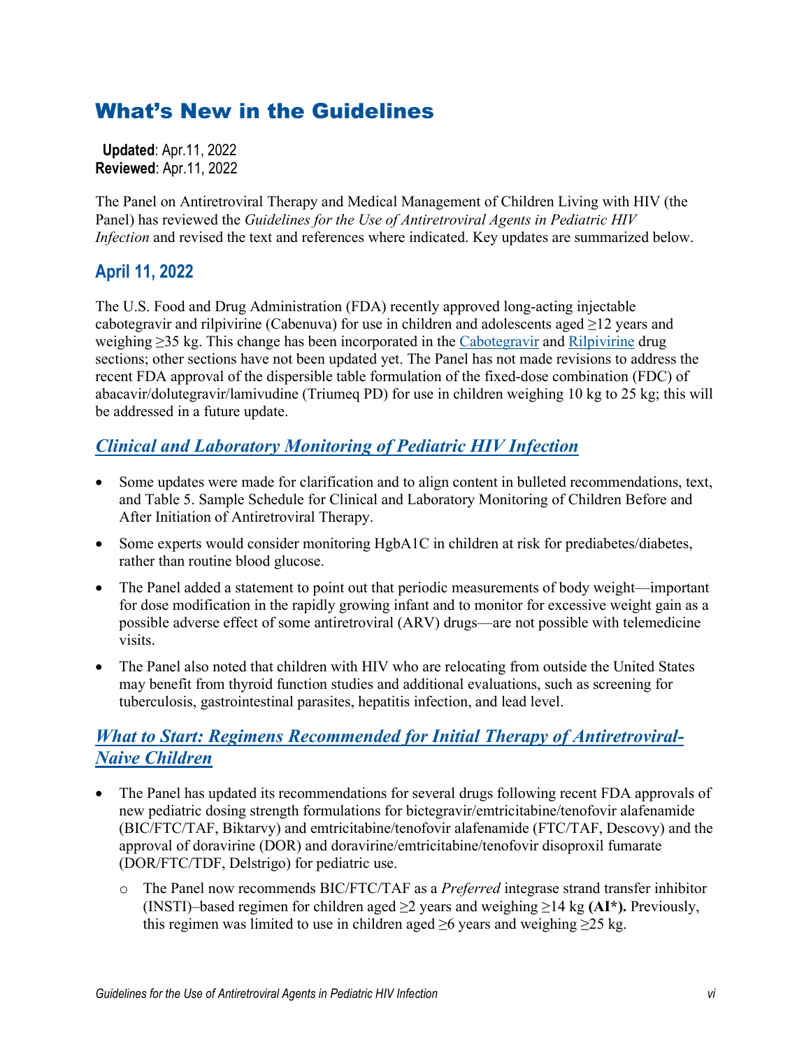# What's New in the Guidelines

**Updated**: Apr.11, 2022
**Reviewed**: Apr.11, 2022

The Panel on Antiretroviral Therapy and Medical Management of Children Living with HIV (the Panel) has reviewed the *Guidelines for the Use of Antiretroviral Agents in Pediatric HIV Infection* and revised the text and references where indicated. Key updates are summarized below.

## April 11, 2022

The U.S. Food and Drug Administration (FDA) recently approved long-acting injectable cabotegravir and rilpivirine (Cabenuva) for use in children and adolescents aged ≥12 years and weighing ≥35 kg. This change has been incorporated in the Cabotegravir and Rilpivirine drug sections; other sections have not been updated yet. The Panel has not made revisions to address the recent FDA approval of the dispersible table formulation of the fixed-dose combination (FDC) of abacavir/dolutegravir/lamivudine (Triumeq PD) for use in children weighing 10 kg to 25 kg; this will be addressed in a future update.

## *Clinical and Laboratory Monitoring of Pediatric HIV Infection*

- Some updates were made for clarification and to align content in bulleted recommendations, text, and Table 5. Sample Schedule for Clinical and Laboratory Monitoring of Children Before and After Initiation of Antiretroviral Therapy.
- Some experts would consider monitoring HgbA1C in children at risk for prediabetes/diabetes, rather than routine blood glucose.
- The Panel added a statement to point out that periodic measurements of body weight—important for dose modification in the rapidly growing infant and to monitor for excessive weight gain as a possible adverse effect of some antiretroviral (ARV) drugs—are not possible with telemedicine visits.
- The Panel also noted that children with HIV who are relocating from outside the United States may benefit from thyroid function studies and additional evaluations, such as screening for tuberculosis, gastrointestinal parasites, hepatitis infection, and lead level.

## *What to Start: Regimens Recommended for Initial Therapy of Antiretroviral-Naive Children*

- The Panel has updated its recommendations for several drugs following recent FDA approvals of new pediatric dosing strength formulations for bictegravir/emtricitabine/tenofovir alafenamide (BIC/FTC/TAF, Biktarvy) and emtricitabine/tenofovir alafenamide (FTC/TAF, Descovy) and the approval of doravirine (DOR) and doravirine/emtricitabine/tenofovir disoproxil fumarate (DOR/FTC/TDF, Delstrigo) for pediatric use.
  - The Panel now recommends BIC/FTC/TAF as a *Preferred* integrase strand transfer inhibitor (INSTI)–based regimen for children aged ≥2 years and weighing ≥14 kg **(AI\*).** Previously, this regimen was limited to use in children aged ≥6 years and weighing ≥25 kg.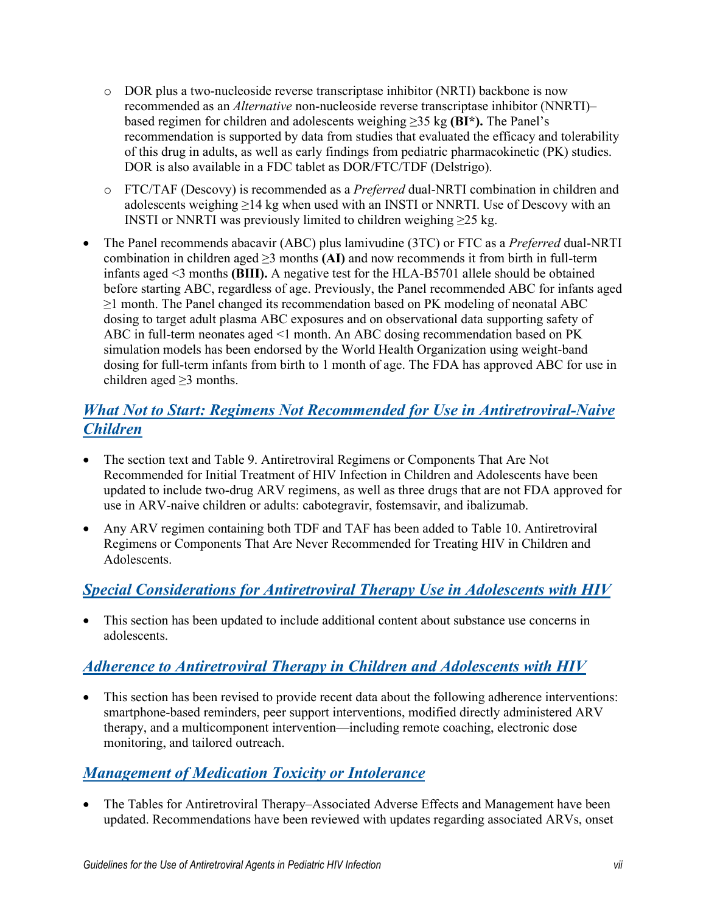- DOR plus a two-nucleoside reverse transcriptase inhibitor (NRTI) backbone is now recommended as an *Alternative* non-nucleoside reverse transcriptase inhibitor (NNRTI)–based regimen for children and adolescents weighing ≥35 kg **(BI*).** The Panel's recommendation is supported by data from studies that evaluated the efficacy and tolerability of this drug in adults, as well as early findings from pediatric pharmacokinetic (PK) studies. DOR is also available in a FDC tablet as DOR/FTC/TDF (Delstrigo).
  - FTC/TAF (Descovy) is recommended as a *Preferred* dual-NRTI combination in children and adolescents weighing ≥14 kg when used with an INSTI or NNRTI. Use of Descovy with an INSTI or NNRTI was previously limited to children weighing ≥25 kg.
- The Panel recommends abacavir (ABC) plus lamivudine (3TC) or FTC as a *Preferred* dual-NRTI combination in children aged ≥3 months **(AI)** and now recommends it from birth in full-term infants aged <3 months **(BIII).** A negative test for the HLA-B5701 allele should be obtained before starting ABC, regardless of age. Previously, the Panel recommended ABC for infants aged ≥1 month. The Panel changed its recommendation based on PK modeling of neonatal ABC dosing to target adult plasma ABC exposures and on observational data supporting safety of ABC in full-term neonates aged <1 month. An ABC dosing recommendation based on PK simulation models has been endorsed by the World Health Organization using weight-band dosing for full-term infants from birth to 1 month of age. The FDA has approved ABC for use in children aged ≥3 months.

## What Not to Start: Regimens Not Recommended for Use in Antiretroviral-Naive Children

- The section text and Table 9. Antiretroviral Regimens or Components That Are Not Recommended for Initial Treatment of HIV Infection in Children and Adolescents have been updated to include two-drug ARV regimens, as well as three drugs that are not FDA approved for use in ARV-naive children or adults: cabotegravir, fostemsavir, and ibalizumab.
- Any ARV regimen containing both TDF and TAF has been added to Table 10. Antiretroviral Regimens or Components That Are Never Recommended for Treating HIV in Children and Adolescents.

## Special Considerations for Antiretroviral Therapy Use in Adolescents with HIV

- This section has been updated to include additional content about substance use concerns in adolescents.

## Adherence to Antiretroviral Therapy in Children and Adolescents with HIV

- This section has been revised to provide recent data about the following adherence interventions: smartphone-based reminders, peer support interventions, modified directly administered ARV therapy, and a multicomponent intervention—including remote coaching, electronic dose monitoring, and tailored outreach.

## Management of Medication Toxicity or Intolerance

- The Tables for Antiretroviral Therapy–Associated Adverse Effects and Management have been updated. Recommendations have been reviewed with updates regarding associated ARVs, onset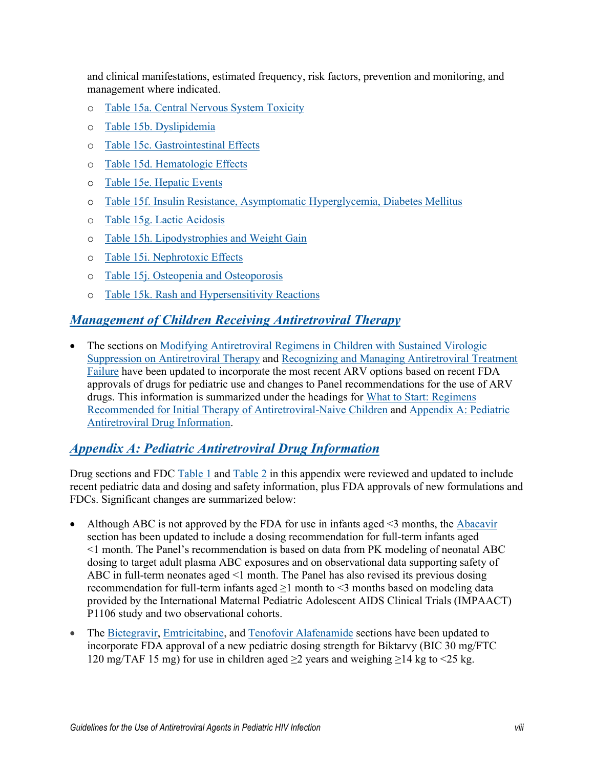and clinical manifestations, estimated frequency, risk factors, prevention and monitoring, and management where indicated.

- Table 15a. Central Nervous System Toxicity
- Table 15b. Dyslipidemia
- Table 15c. Gastrointestinal Effects
- Table 15d. Hematologic Effects
- Table 15e. Hepatic Events
- Table 15f. Insulin Resistance, Asymptomatic Hyperglycemia, Diabetes Mellitus
- Table 15g. Lactic Acidosis
- Table 15h. Lipodystrophies and Weight Gain
- Table 15i. Nephrotoxic Effects
- Table 15j. Osteopenia and Osteoporosis
- Table 15k. Rash and Hypersensitivity Reactions

## *Management of Children Receiving Antiretroviral Therapy*

- The sections on Modifying Antiretroviral Regimens in Children with Sustained Virologic Suppression on Antiretroviral Therapy and Recognizing and Managing Antiretroviral Treatment Failure have been updated to incorporate the most recent ARV options based on recent FDA approvals of drugs for pediatric use and changes to Panel recommendations for the use of ARV drugs. This information is summarized under the headings for What to Start: Regimens Recommended for Initial Therapy of Antiretroviral-Naive Children and Appendix A: Pediatric Antiretroviral Drug Information.

## *Appendix A: Pediatric Antiretroviral Drug Information*

Drug sections and FDC Table 1 and Table 2 in this appendix were reviewed and updated to include recent pediatric data and dosing and safety information, plus FDA approvals of new formulations and FDCs. Significant changes are summarized below:

- Although ABC is not approved by the FDA for use in infants aged <3 months, the Abacavir section has been updated to include a dosing recommendation for full-term infants aged <1 month. The Panel's recommendation is based on data from PK modeling of neonatal ABC dosing to target adult plasma ABC exposures and on observational data supporting safety of ABC in full-term neonates aged <1 month. The Panel has also revised its previous dosing recommendation for full-term infants aged ≥1 month to <3 months based on modeling data provided by the International Maternal Pediatric Adolescent AIDS Clinical Trials (IMPAACT) P1106 study and two observational cohorts.
- The Bictegravir, Emtricitabine, and Tenofovir Alafenamide sections have been updated to incorporate FDA approval of a new pediatric dosing strength for Biktarvy (BIC 30 mg/FTC 120 mg/TAF 15 mg) for use in children aged ≥2 years and weighing ≥14 kg to <25 kg.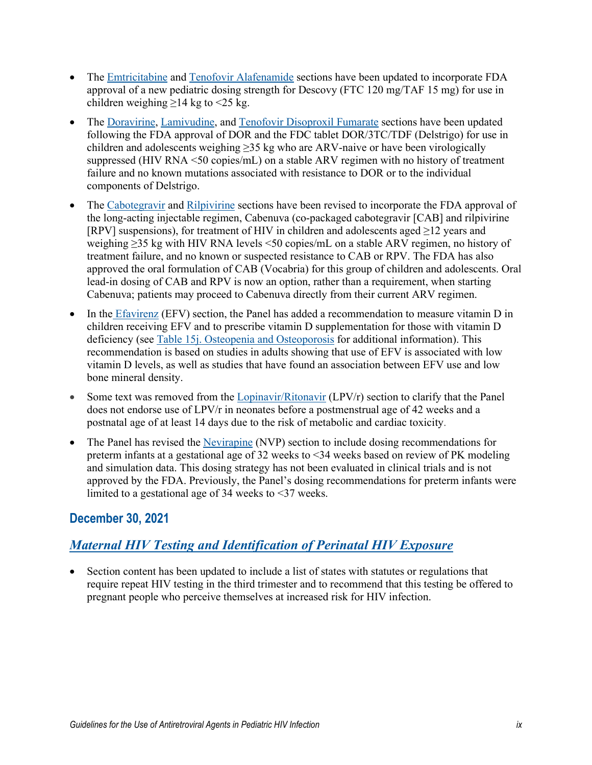- The Emtricitabine and Tenofovir Alafenamide sections have been updated to incorporate FDA approval of a new pediatric dosing strength for Descovy (FTC 120 mg/TAF 15 mg) for use in children weighing ≥14 kg to <25 kg.

- The Doravirine, Lamivudine, and Tenofovir Disoproxil Fumarate sections have been updated following the FDA approval of DOR and the FDC tablet DOR/3TC/TDF (Delstrigo) for use in children and adolescents weighing ≥35 kg who are ARV-naive or have been virologically suppressed (HIV RNA <50 copies/mL) on a stable ARV regimen with no history of treatment failure and no known mutations associated with resistance to DOR or to the individual components of Delstrigo.

- The Cabotegravir and Rilpivirine sections have been revised to incorporate the FDA approval of the long-acting injectable regimen, Cabenuva (co-packaged cabotegravir [CAB] and rilpivirine [RPV] suspensions), for treatment of HIV in children and adolescents aged ≥12 years and weighing ≥35 kg with HIV RNA levels <50 copies/mL on a stable ARV regimen, no history of treatment failure, and no known or suspected resistance to CAB or RPV. The FDA has also approved the oral formulation of CAB (Vocabria) for this group of children and adolescents. Oral lead-in dosing of CAB and RPV is now an option, rather than a requirement, when starting Cabenuva; patients may proceed to Cabenuva directly from their current ARV regimen.

- In the Efavirenz (EFV) section, the Panel has added a recommendation to measure vitamin D in children receiving EFV and to prescribe vitamin D supplementation for those with vitamin D deficiency (see Table 15j. Osteopenia and Osteoporosis for additional information). This recommendation is based on studies in adults showing that use of EFV is associated with low vitamin D levels, as well as studies that have found an association between EFV use and low bone mineral density.

- Some text was removed from the Lopinavir/Ritonavir (LPV/r) section to clarify that the Panel does not endorse use of LPV/r in neonates before a postmenstrual age of 42 weeks and a postnatal age of at least 14 days due to the risk of metabolic and cardiac toxicity.

- The Panel has revised the Nevirapine (NVP) section to include dosing recommendations for preterm infants at a gestational age of 32 weeks to <34 weeks based on review of PK modeling and simulation data. This dosing strategy has not been evaluated in clinical trials and is not approved by the FDA. Previously, the Panel's dosing recommendations for preterm infants were limited to a gestational age of 34 weeks to <37 weeks.

## December 30, 2021

### *Maternal HIV Testing and Identification of Perinatal HIV Exposure*

- Section content has been updated to include a list of states with statutes or regulations that require repeat HIV testing in the third trimester and to recommend that this testing be offered to pregnant people who perceive themselves at increased risk for HIV infection.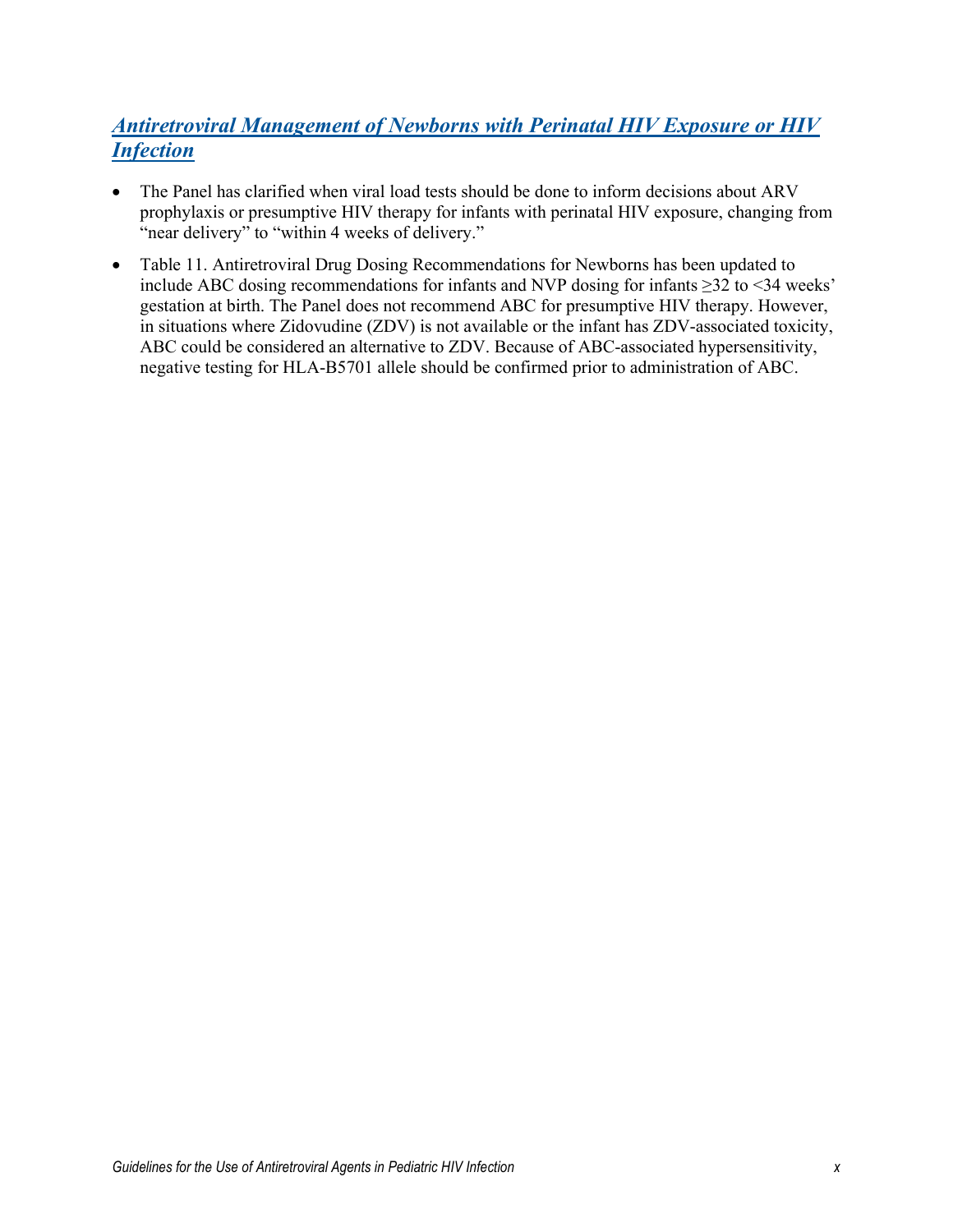## *Antiretroviral Management of Newborns with Perinatal HIV Exposure or HIV Infection*

- The Panel has clarified when viral load tests should be done to inform decisions about ARV prophylaxis or presumptive HIV therapy for infants with perinatal HIV exposure, changing from "near delivery" to "within 4 weeks of delivery."
- Table 11. Antiretroviral Drug Dosing Recommendations for Newborns has been updated to include ABC dosing recommendations for infants and NVP dosing for infants ≥32 to <34 weeks' gestation at birth. The Panel does not recommend ABC for presumptive HIV therapy. However, in situations where Zidovudine (ZDV) is not available or the infant has ZDV-associated toxicity, ABC could be considered an alternative to ZDV. Because of ABC-associated hypersensitivity, negative testing for HLA-B5701 allele should be confirmed prior to administration of ABC.